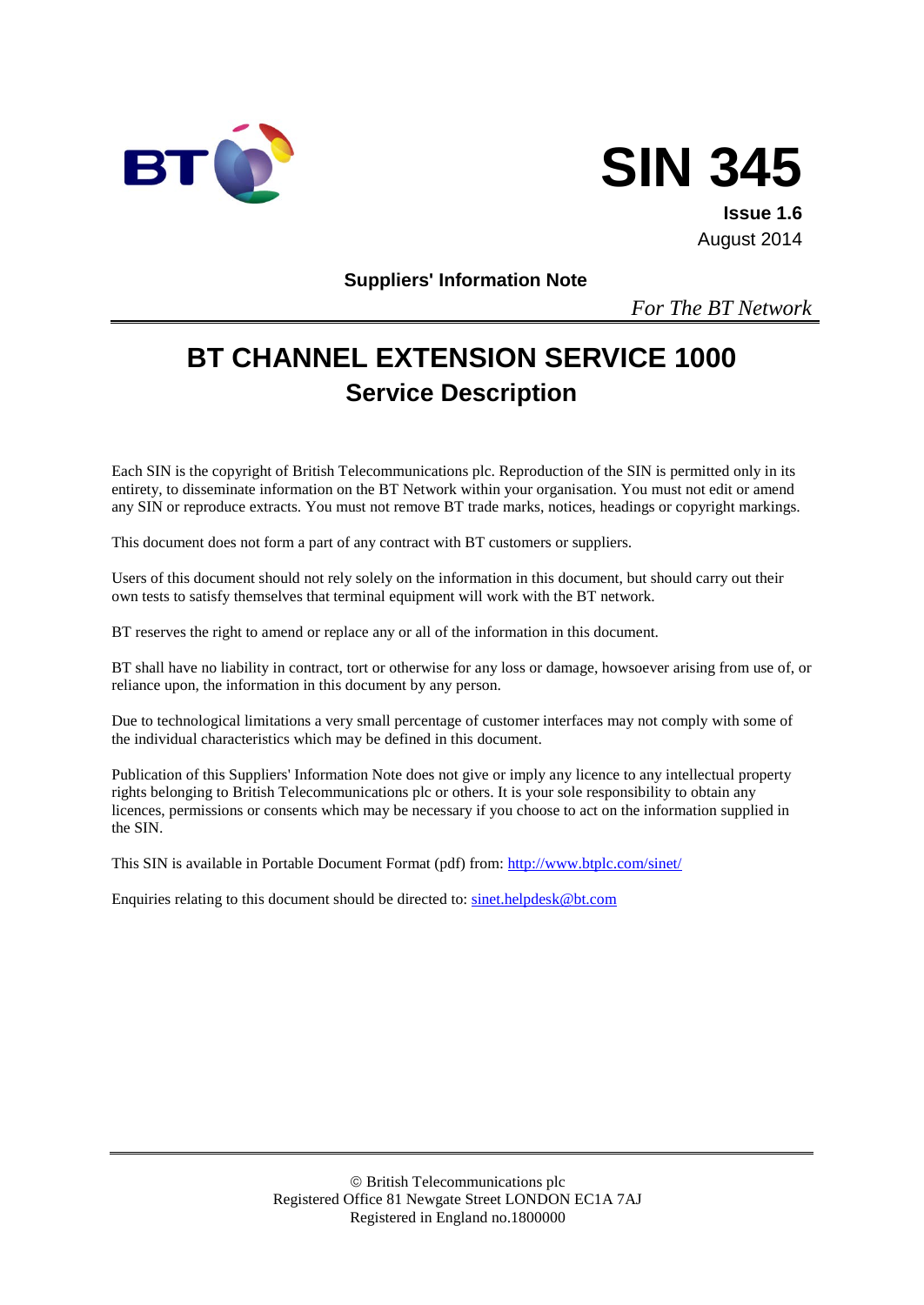BT

# SIN 345

**Issue 1.6**
August 2014

**Suppliers' Information Note**

*For The BT Network*

# BT CHANNEL EXTENSION SERVICE 1000

## Service Description

Each SIN is the copyright of British Telecommunications plc. Reproduction of the SIN is permitted only in its entirety, to disseminate information on the BT Network within your organisation. You must not edit or amend any SIN or reproduce extracts. You must not remove BT trade marks, notices, headings or copyright markings.

This document does not form a part of any contract with BT customers or suppliers.

Users of this document should not rely solely on the information in this document, but should carry out their own tests to satisfy themselves that terminal equipment will work with the BT network.

BT reserves the right to amend or replace any or all of the information in this document.

BT shall have no liability in contract, tort or otherwise for any loss or damage, howsoever arising from use of, or reliance upon, the information in this document by any person.

Due to technological limitations a very small percentage of customer interfaces may not comply with some of the individual characteristics which may be defined in this document.

Publication of this Suppliers' Information Note does not give or imply any licence to any intellectual property rights belonging to British Telecommunications plc or others. It is your sole responsibility to obtain any licences, permissions or consents which may be necessary if you choose to act on the information supplied in the SIN.

This SIN is available in Portable Document Format (pdf) from: http://www.btplc.com/sinet/

Enquiries relating to this document should be directed to: sinet.helpdesk@bt.com

© British Telecommunications plc
Registered Office 81 Newgate Street LONDON EC1A 7AJ
Registered in England no.1800000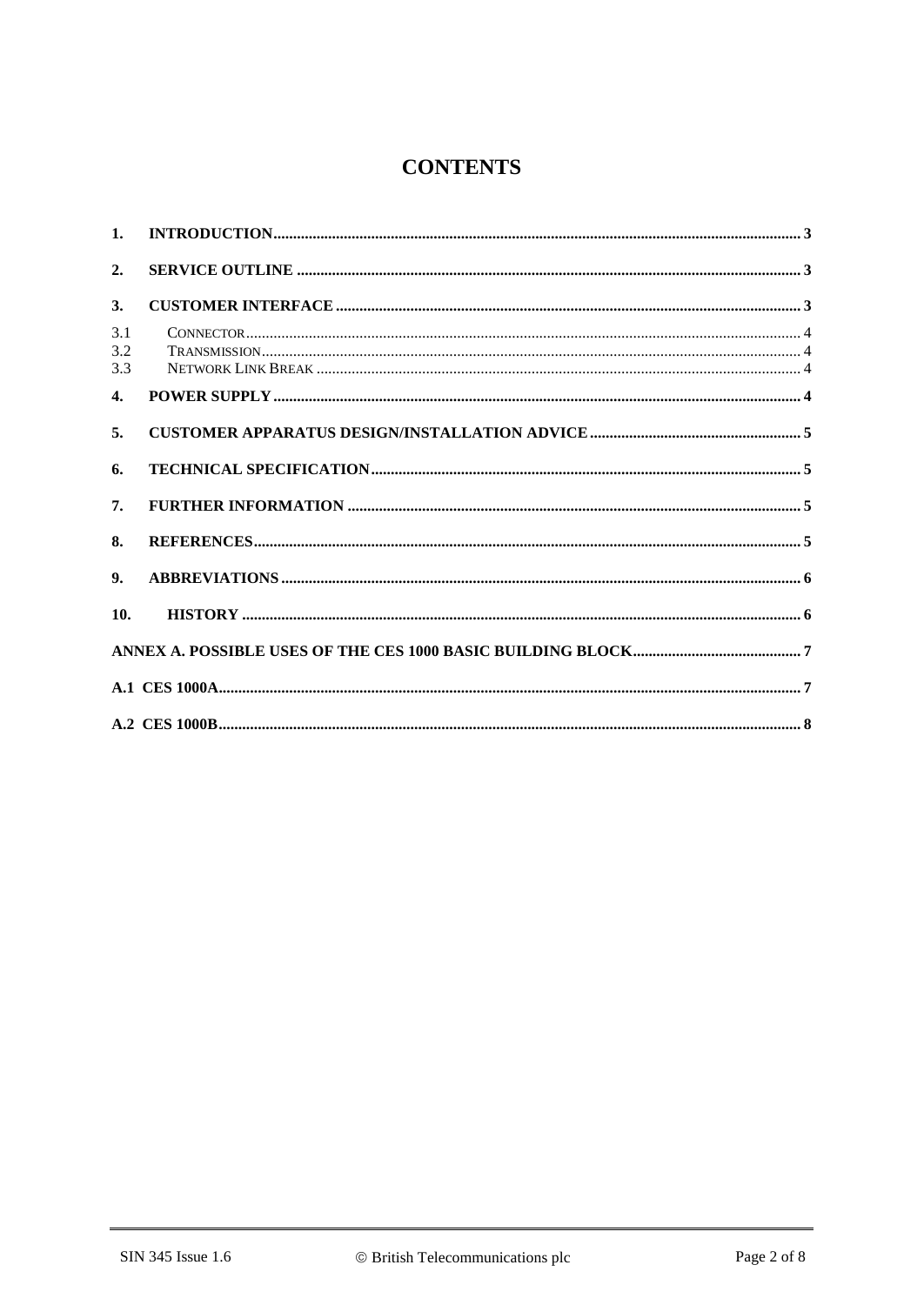# CONTENTS

**1. INTRODUCTION** ..... 3

**2. SERVICE OUTLINE** ..... 3

**3. CUSTOMER INTERFACE** ..... 3

3.1 CONNECTOR ..... 4
3.2 TRANSMISSION ..... 4
3.3 NETWORK LINK BREAK ..... 4

**4. POWER SUPPLY** ..... 4

**5. CUSTOMER APPARATUS DESIGN/INSTALLATION ADVICE** ..... 5

**6. TECHNICAL SPECIFICATION** ..... 5

**7. FURTHER INFORMATION** ..... 5

**8. REFERENCES** ..... 5

**9. ABBREVIATIONS** ..... 6

**10. HISTORY** ..... 6

**ANNEX A. POSSIBLE USES OF THE CES 1000 BASIC BUILDING BLOCK** ..... 7

**A.1 CES 1000A** ..... 7

**A.2 CES 1000B** ..... 8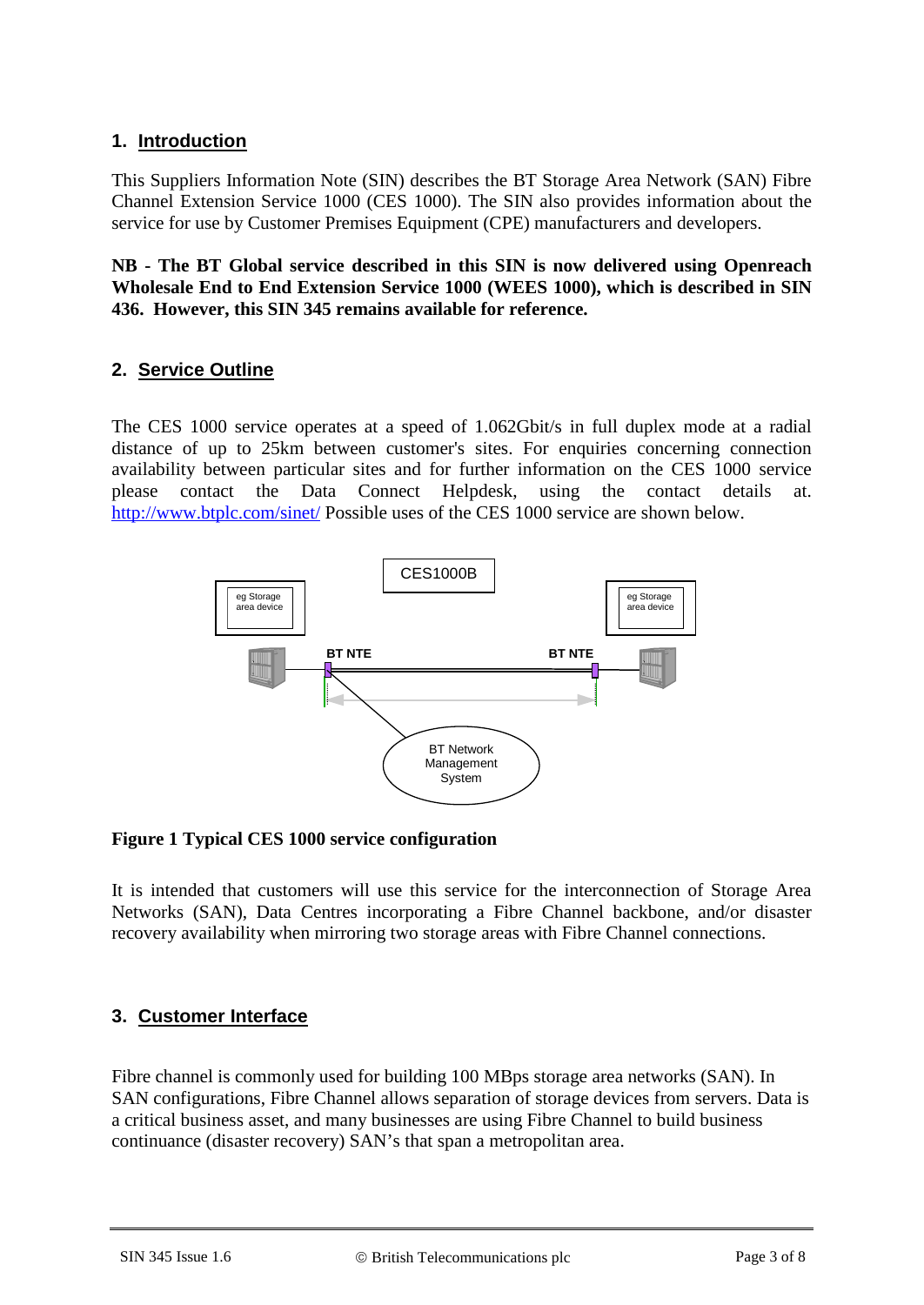## 1. Introduction

This Suppliers Information Note (SIN) describes the BT Storage Area Network (SAN) Fibre Channel Extension Service 1000 (CES 1000). The SIN also provides information about the service for use by Customer Premises Equipment (CPE) manufacturers and developers.

**NB - The BT Global service described in this SIN is now delivered using Openreach Wholesale End to End Extension Service 1000 (WEES 1000), which is described in SIN 436. However, this SIN 345 remains available for reference.**

## 2. Service Outline

The CES 1000 service operates at a speed of 1.062Gbit/s in full duplex mode at a radial distance of up to 25km between customer's sites. For enquiries concerning connection availability between particular sites and for further information on the CES 1000 service please contact the Data Connect Helpdesk, using the contact details at. http://www.btplc.com/sinet/ Possible uses of the CES 1000 service are shown below.

CES1000B

eg Storage area device

eg Storage area device

BT NTE

BT NTE

BT Network Management System

**Figure 1 Typical CES 1000 service configuration**

It is intended that customers will use this service for the interconnection of Storage Area Networks (SAN), Data Centres incorporating a Fibre Channel backbone, and/or disaster recovery availability when mirroring two storage areas with Fibre Channel connections.

## 3. Customer Interface

Fibre channel is commonly used for building 100 MBps storage area networks (SAN). In SAN configurations, Fibre Channel allows separation of storage devices from servers. Data is a critical business asset, and many businesses are using Fibre Channel to build business continuance (disaster recovery) SAN's that span a metropolitan area.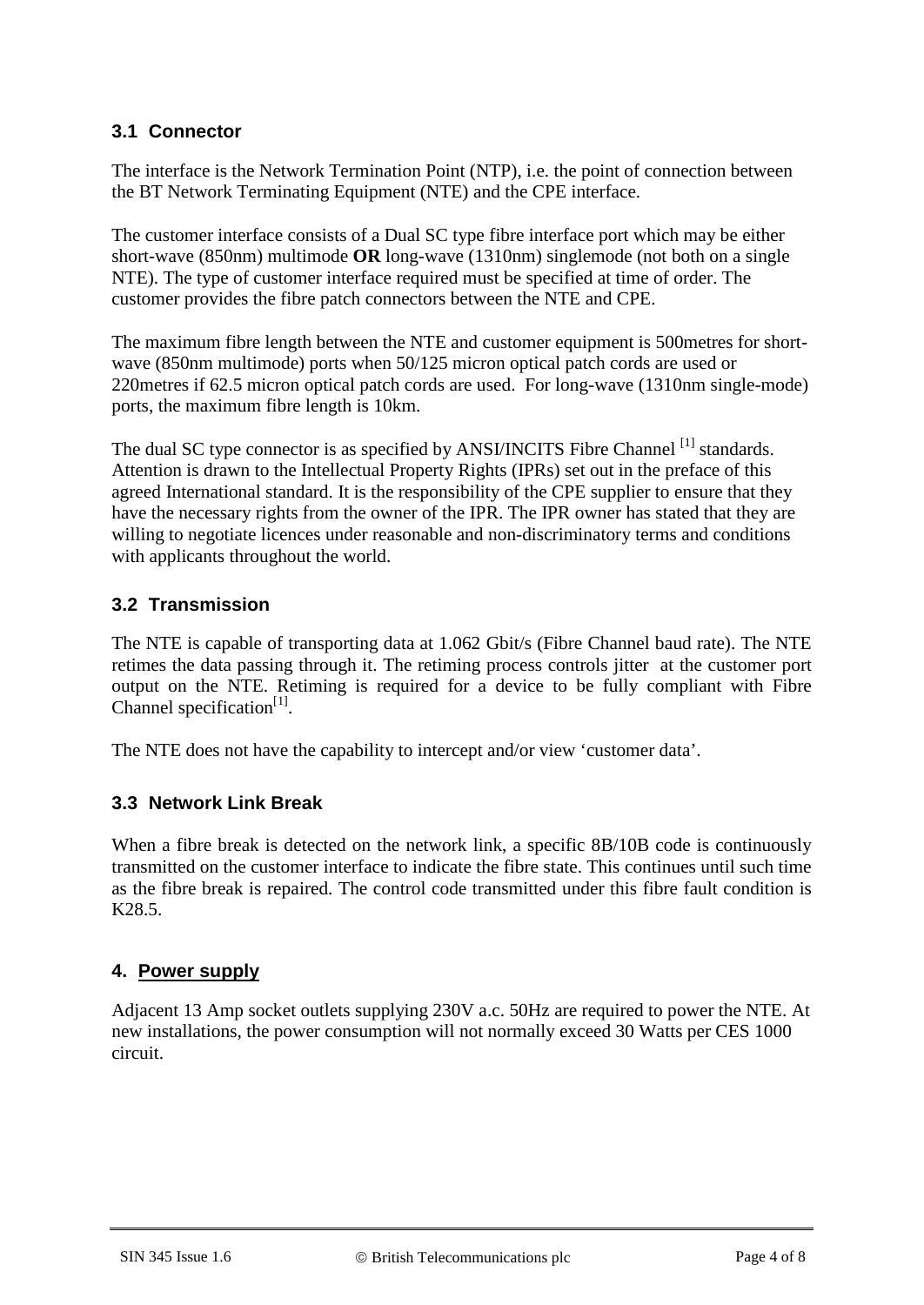### 3.1 Connector

The interface is the Network Termination Point (NTP), i.e. the point of connection between the BT Network Terminating Equipment (NTE) and the CPE interface.

The customer interface consists of a Dual SC type fibre interface port which may be either short-wave (850nm) multimode **OR** long-wave (1310nm) singlemode (not both on a single NTE). The type of customer interface required must be specified at time of order. The customer provides the fibre patch connectors between the NTE and CPE.

The maximum fibre length between the NTE and customer equipment is 500metres for short-wave (850nm multimode) ports when 50/125 micron optical patch cords are used or 220metres if 62.5 micron optical patch cords are used. For long-wave (1310nm single-mode) ports, the maximum fibre length is 10km.

The dual SC type connector is as specified by ANSI/INCITS Fibre Channel [1] standards. Attention is drawn to the Intellectual Property Rights (IPRs) set out in the preface of this agreed International standard. It is the responsibility of the CPE supplier to ensure that they have the necessary rights from the owner of the IPR. The IPR owner has stated that they are willing to negotiate licences under reasonable and non-discriminatory terms and conditions with applicants throughout the world.

### 3.2 Transmission

The NTE is capable of transporting data at 1.062 Gbit/s (Fibre Channel baud rate). The NTE retimes the data passing through it. The retiming process controls jitter at the customer port output on the NTE. Retiming is required for a device to be fully compliant with Fibre Channel specification[1].

The NTE does not have the capability to intercept and/or view 'customer data'.

### 3.3 Network Link Break

When a fibre break is detected on the network link, a specific 8B/10B code is continuously transmitted on the customer interface to indicate the fibre state. This continues until such time as the fibre break is repaired. The control code transmitted under this fibre fault condition is K28.5.

## 4. Power supply

Adjacent 13 Amp socket outlets supplying 230V a.c. 50Hz are required to power the NTE. At new installations, the power consumption will not normally exceed 30 Watts per CES 1000 circuit.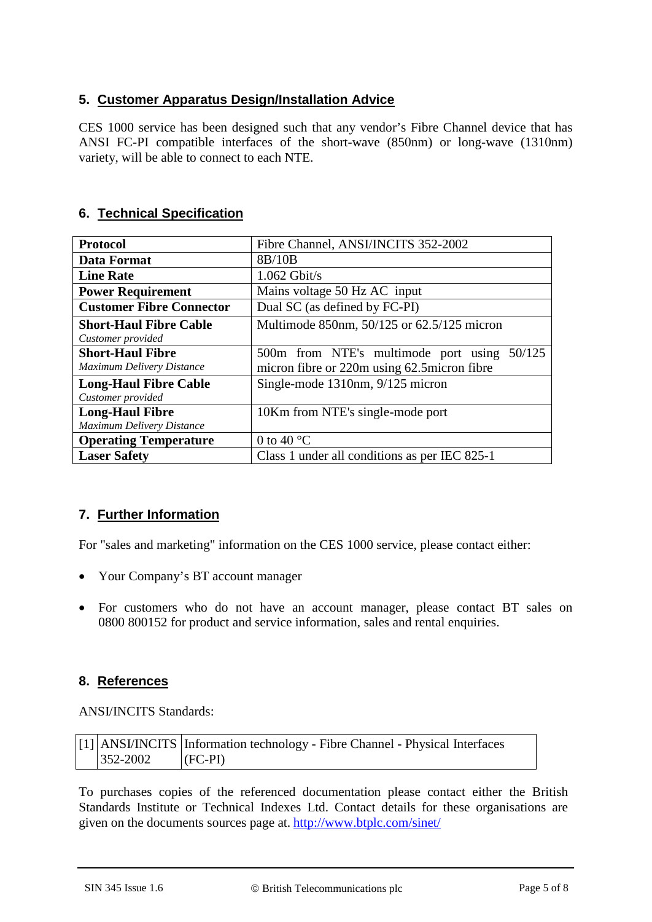## 5. Customer Apparatus Design/Installation Advice

CES 1000 service has been designed such that any vendor's Fibre Channel device that has ANSI FC-PI compatible interfaces of the short-wave (850nm) or long-wave (1310nm) variety, will be able to connect to each NTE.

## 6. Technical Specification

| | |
|---|---|
| **Protocol** | Fibre Channel, ANSI/INCITS 352-2002 |
| **Data Format** | 8B/10B |
| **Line Rate** | 1.062 Gbit/s |
| **Power Requirement** | Mains voltage 50 Hz AC input |
| **Customer Fibre Connector** | Dual SC (as defined by FC-PI) |
| **Short-Haul Fibre Cable** *Customer provided* | Multimode 850nm, 50/125 or 62.5/125 micron |
| **Short-Haul Fibre** *Maximum Delivery Distance* | 500m from NTE's multimode port using 50/125 micron fibre or 220m using 62.5micron fibre |
| **Long-Haul Fibre Cable** *Customer provided* | Single-mode 1310nm, 9/125 micron |
| **Long-Haul Fibre** *Maximum Delivery Distance* | 10Km from NTE's single-mode port |
| **Operating Temperature** | 0 to 40 °C |
| **Laser Safety** | Class 1 under all conditions as per IEC 825-1 |

## 7. Further Information

For "sales and marketing" information on the CES 1000 service, please contact either:

- Your Company's BT account manager
- For customers who do not have an account manager, please contact BT sales on 0800 800152 for product and service information, sales and rental enquiries.

## 8. References

ANSI/INCITS Standards:

| | | |
|---|---|---|
| [1] | ANSI/INCITS 352-2002 | Information technology - Fibre Channel - Physical Interfaces (FC-PI) |

To purchases copies of the referenced documentation please contact either the British Standards Institute or Technical Indexes Ltd. Contact details for these organisations are given on the documents sources page at. http://www.btplc.com/sinet/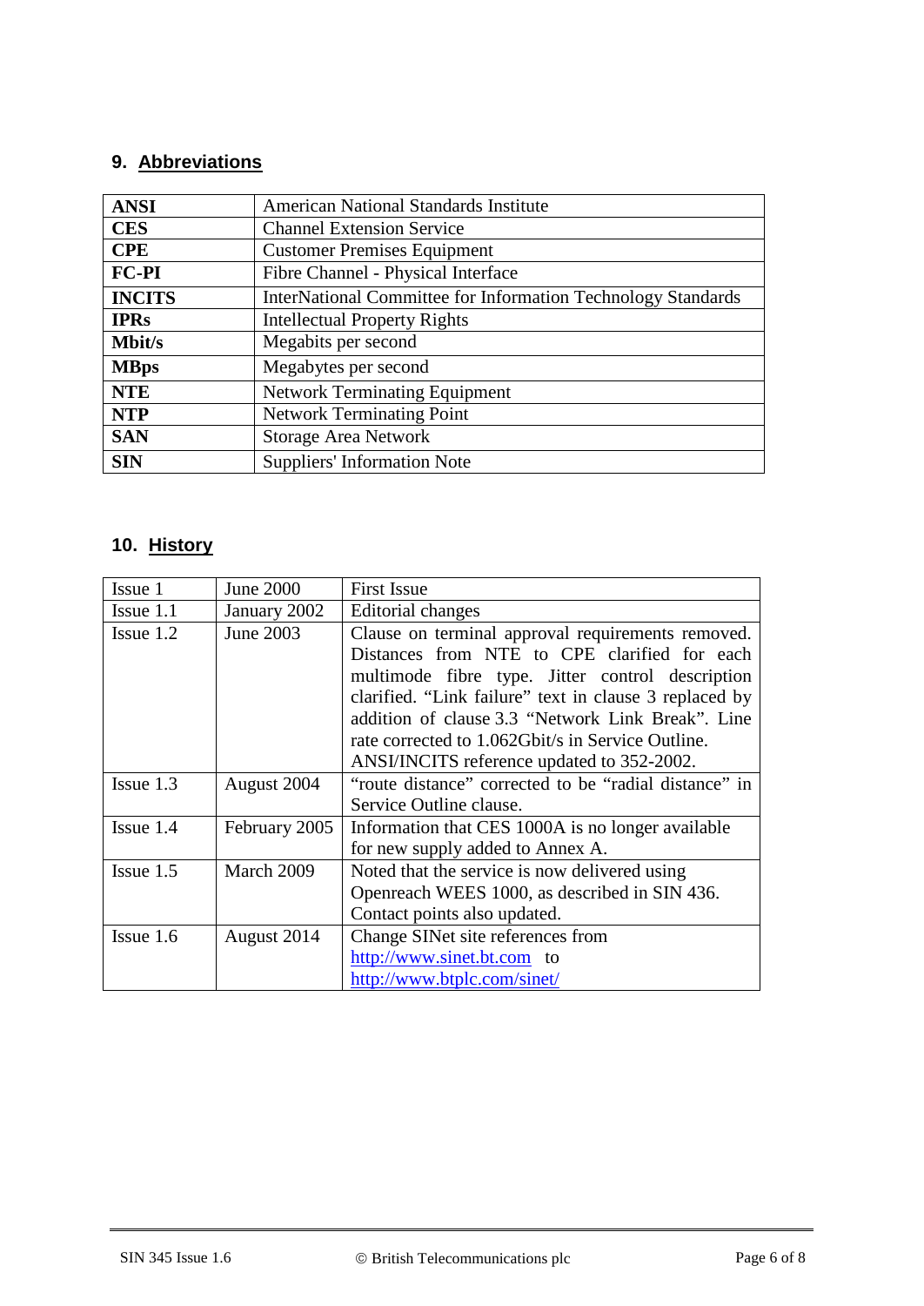## 9. Abbreviations

| | |
|---|---|
| **ANSI** | American National Standards Institute |
| **CES** | Channel Extension Service |
| **CPE** | Customer Premises Equipment |
| **FC-PI** | Fibre Channel - Physical Interface |
| **INCITS** | InterNational Committee for Information Technology Standards |
| **IPRs** | Intellectual Property Rights |
| **Mbit/s** | Megabits per second |
| **MBps** | Megabytes per second |
| **NTE** | Network Terminating Equipment |
| **NTP** | Network Terminating Point |
| **SAN** | Storage Area Network |
| **SIN** | Suppliers' Information Note |

## 10. History

| | | |
|---|---|---|
| Issue 1 | June 2000 | First Issue |
| Issue 1.1 | January 2002 | Editorial changes |
| Issue 1.2 | June 2003 | Clause on terminal approval requirements removed. Distances from NTE to CPE clarified for each multimode fibre type. Jitter control description clarified. "Link failure" text in clause 3 replaced by addition of clause 3.3 "Network Link Break". Line rate corrected to 1.062Gbit/s in Service Outline. ANSI/INCITS reference updated to 352-2002. |
| Issue 1.3 | August 2004 | "route distance" corrected to be "radial distance" in Service Outline clause. |
| Issue 1.4 | February 2005 | Information that CES 1000A is no longer available for new supply added to Annex A. |
| Issue 1.5 | March 2009 | Noted that the service is now delivered using Openreach WEES 1000, as described in SIN 436. Contact points also updated. |
| Issue 1.6 | August 2014 | Change SINet site references from http://www.sinet.bt.com to http://www.btplc.com/sinet/ |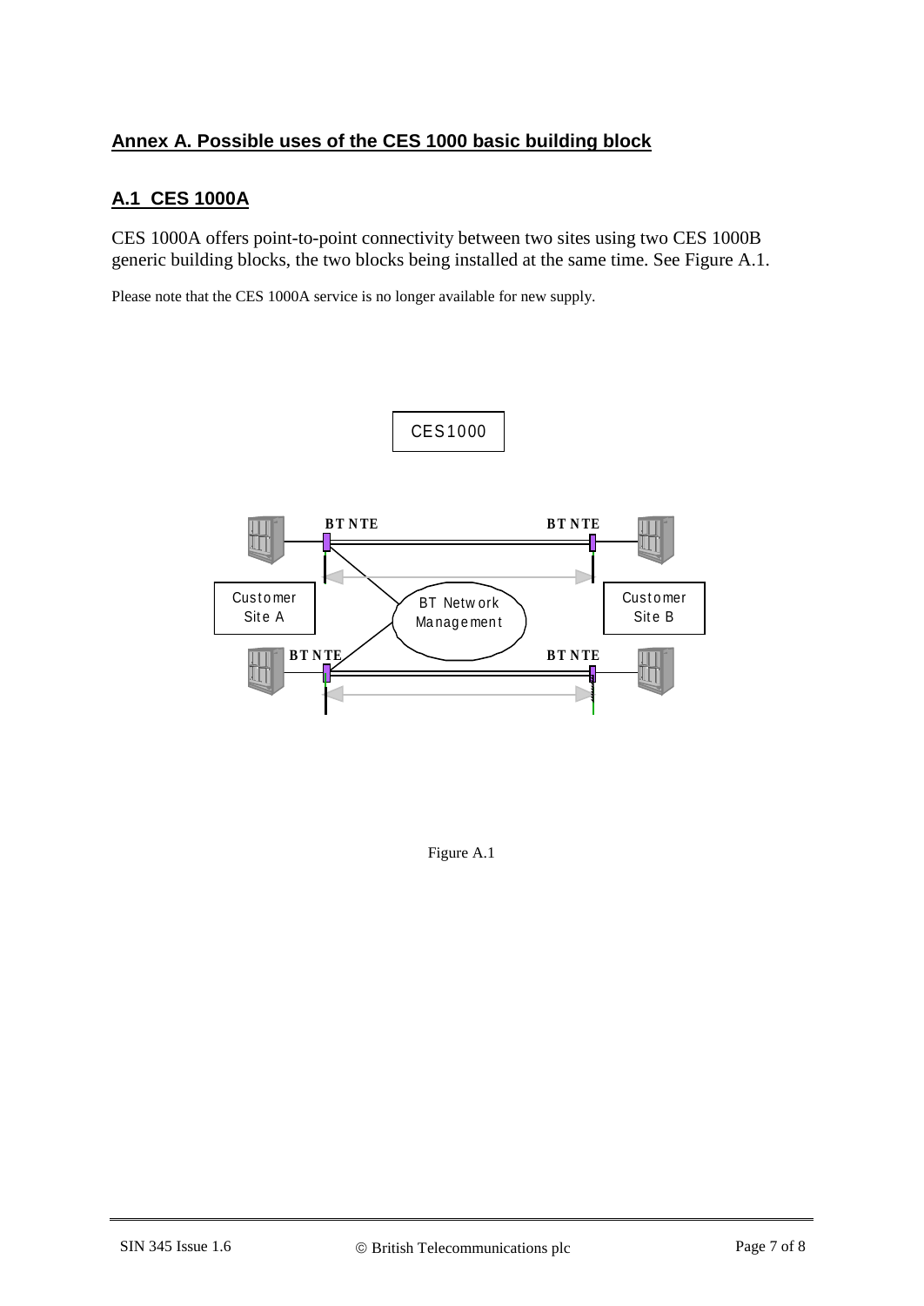## Annex A. Possible uses of the CES 1000 basic building block

### A.1 CES 1000A

CES 1000A offers point-to-point connectivity between two sites using two CES 1000B generic building blocks, the two blocks being installed at the same time. See Figure A.1.

Please note that the CES 1000A service is no longer available for new supply.

Figure A.1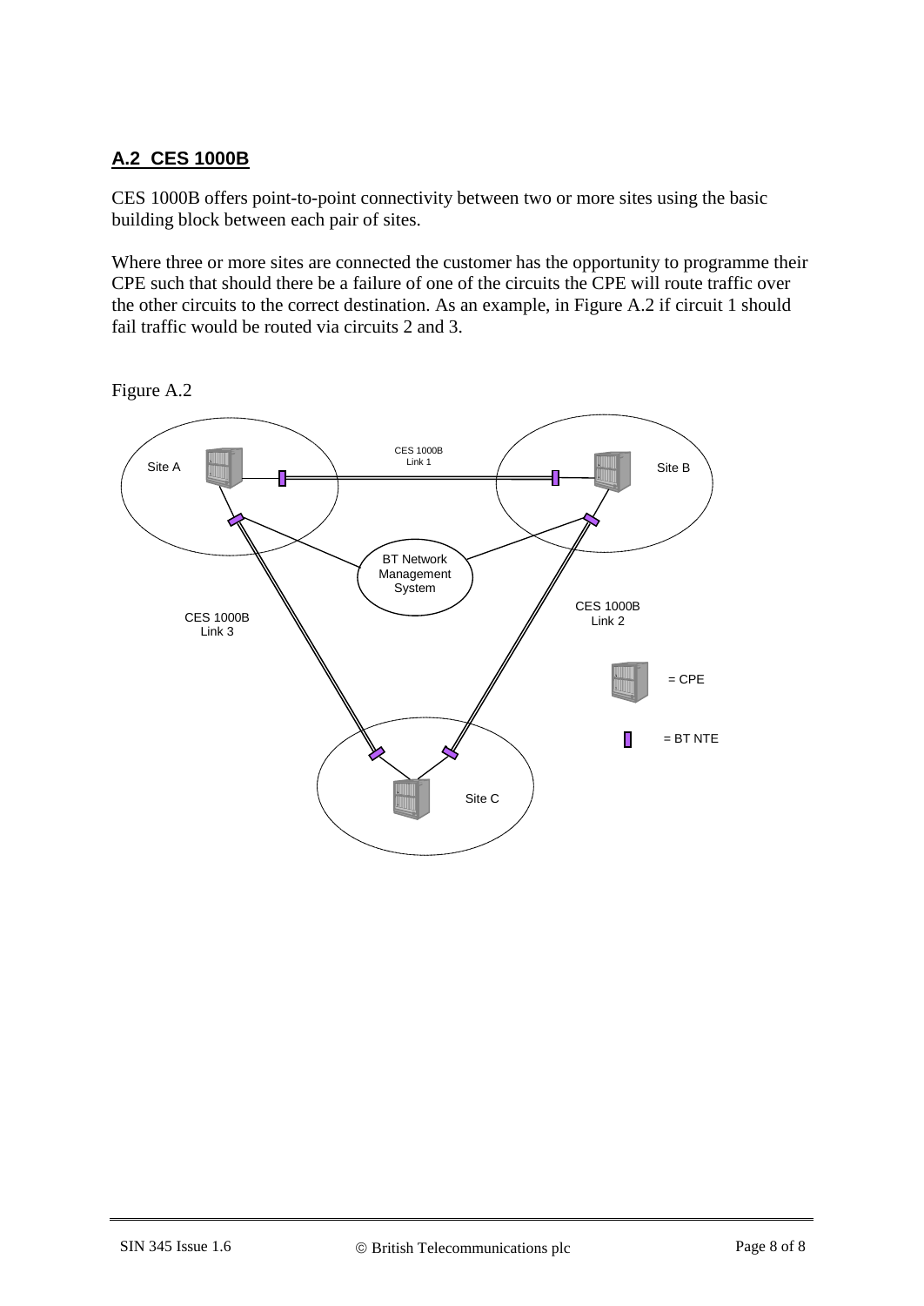## A.2 CES 1000B

CES 1000B offers point-to-point connectivity between two or more sites using the basic building block between each pair of sites.

Where three or more sites are connected the customer has the opportunity to programme their CPE such that should there be a failure of one of the circuits the CPE will route traffic over the other circuits to the correct destination. As an example, in Figure A.2 if circuit 1 should fail traffic would be routed via circuits 2 and 3.

Figure A.2

Site A

CES 1000B
Link 1

Site B

BT Network
Management
System

CES 1000B
Link 3

CES 1000B
Link 2

= CPE

= BT NTE

Site C